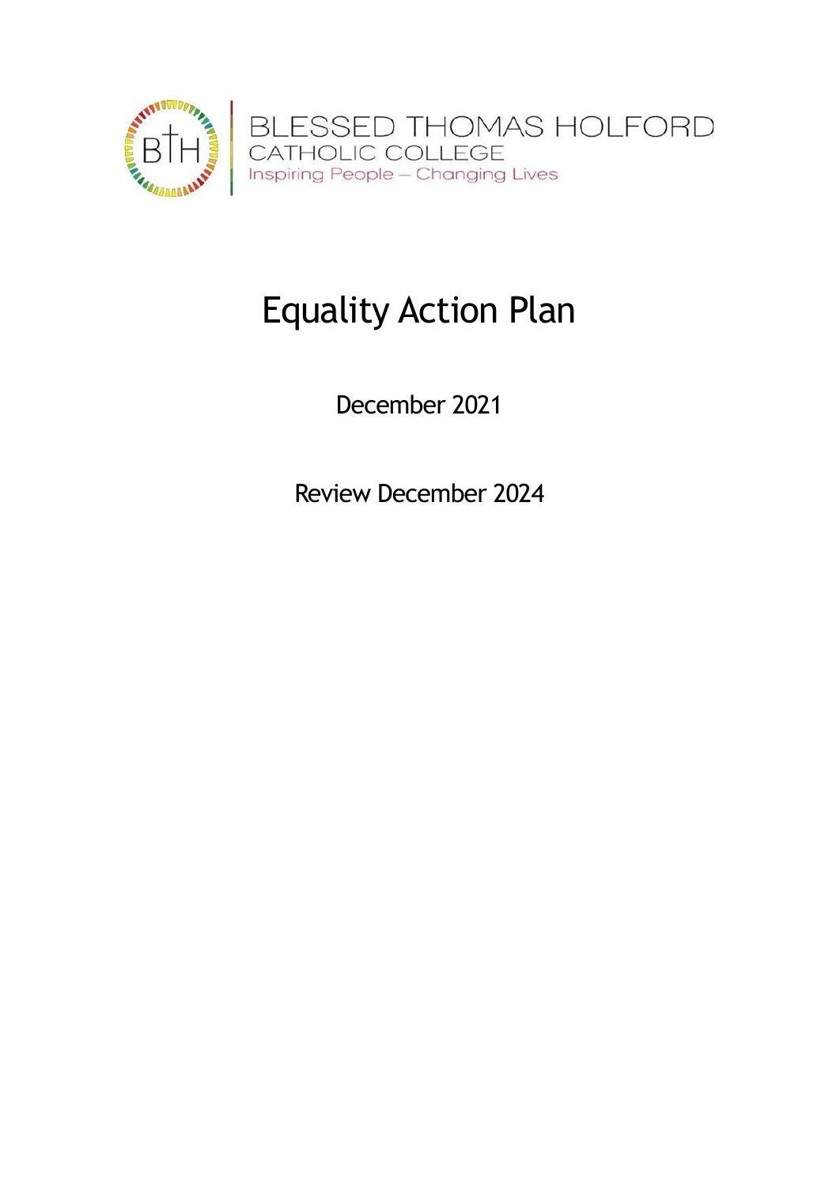BLESSED THOMAS HOLFORD
CATHOLIC COLLEGE
Inspiring People – Changing Lives

# Equality Action Plan

December 2021

Review December 2024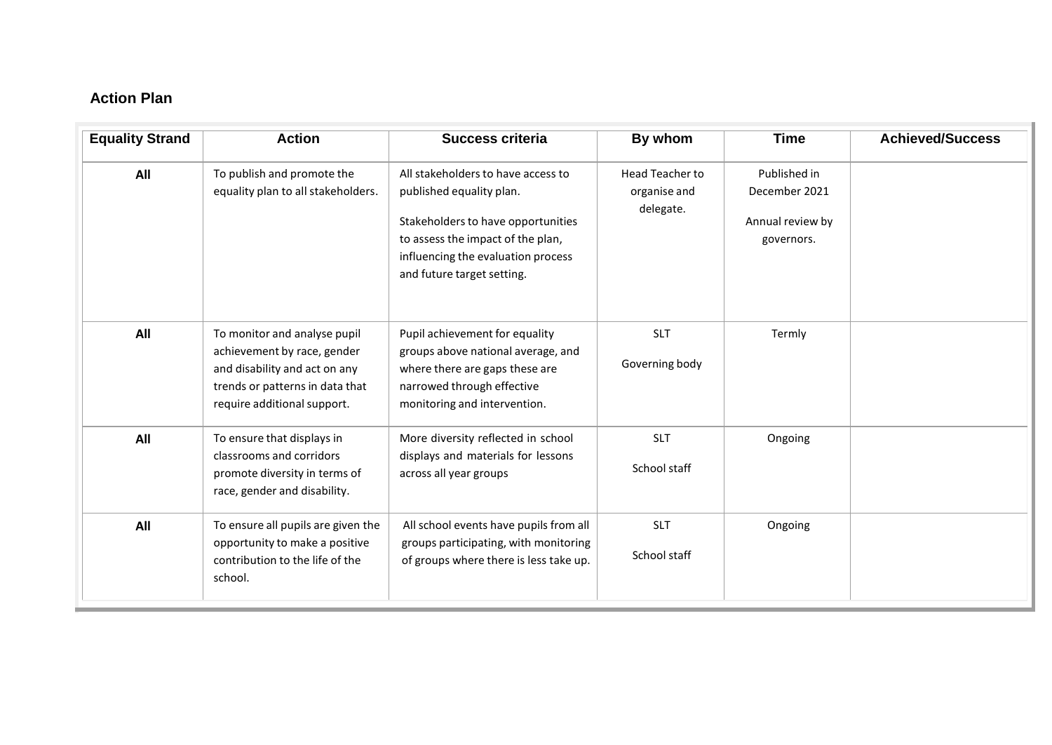## Action Plan

| Equality Strand | Action | Success criteria | By whom | Time | Achieved/Success |
|---|---|---|---|---|---|
| **All** | To publish and promote the equality plan to all stakeholders. | All stakeholders to have access to published equality plan.<br><br>Stakeholders to have opportunities to assess the impact of the plan, influencing the evaluation process and future target setting. | Head Teacher to organise and delegate. | Published in December 2021<br><br>Annual review by governors. | |
| **All** | To monitor and analyse pupil achievement by race, gender and disability and act on any trends or patterns in data that require additional support. | Pupil achievement for equality groups above national average, and where there are gaps these are narrowed through effective monitoring and intervention. | SLT<br><br>Governing body | Termly | |
| **All** | To ensure that displays in classrooms and corridors promote diversity in terms of race, gender and disability. | More diversity reflected in school displays and materials for lessons across all year groups | SLT<br><br>School staff | Ongoing | |
| **All** | To ensure all pupils are given the opportunity to make a positive contribution to the life of the school. | All school events have pupils from all groups participating, with monitoring of groups where there is less take up. | SLT<br><br>School staff | Ongoing | |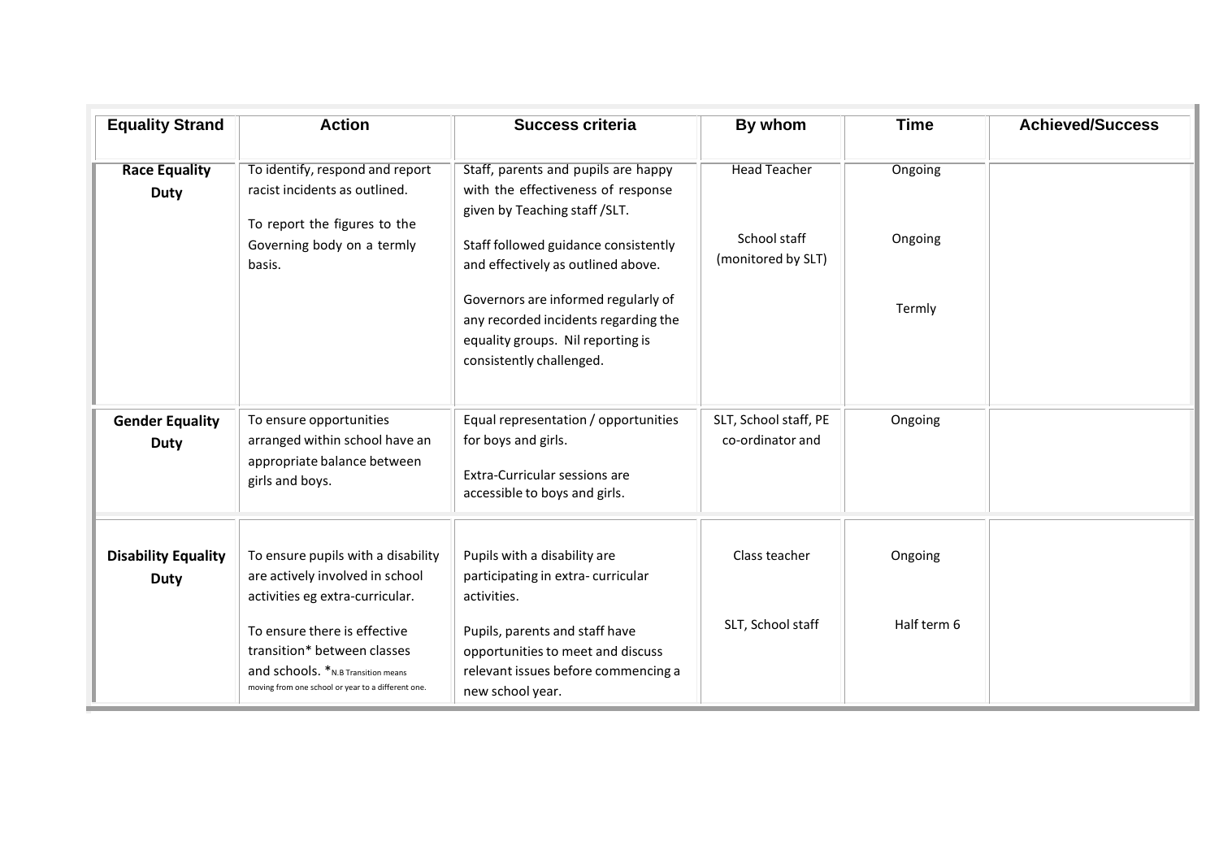| Equality Strand | Action | Success criteria | By whom | Time | Achieved/Success |
|---|---|---|---|---|---|
| **Race Equality Duty** | To identify, respond and report racist incidents as outlined.<br><br>To report the figures to the Governing body on a termly basis. | Staff, parents and pupils are happy with the effectiveness of response given by Teaching staff /SLT.<br><br>Staff followed guidance consistently and effectively as outlined above.<br><br>Governors are informed regularly of any recorded incidents regarding the equality groups. Nil reporting is consistently challenged. | Head Teacher<br><br>School staff (monitored by SLT) | Ongoing<br><br>Ongoing<br><br>Termly | |
| **Gender Equality Duty** | To ensure opportunities arranged within school have an appropriate balance between girls and boys. | Equal representation / opportunities for boys and girls.<br><br>Extra-Curricular sessions are accessible to boys and girls. | SLT, School staff, PE co-ordinator and | Ongoing | |
| **Disability Equality Duty** | To ensure pupils with a disability are actively involved in school activities eg extra-curricular.<br><br>To ensure there is effective transition* between classes and schools. *N.B Transition means moving from one school or year to a different one. | Pupils with a disability are participating in extra- curricular activities.<br><br>Pupils, parents and staff have opportunities to meet and discuss relevant issues before commencing a new school year. | Class teacher<br><br>SLT, School staff | Ongoing<br><br>Half term 6 | |